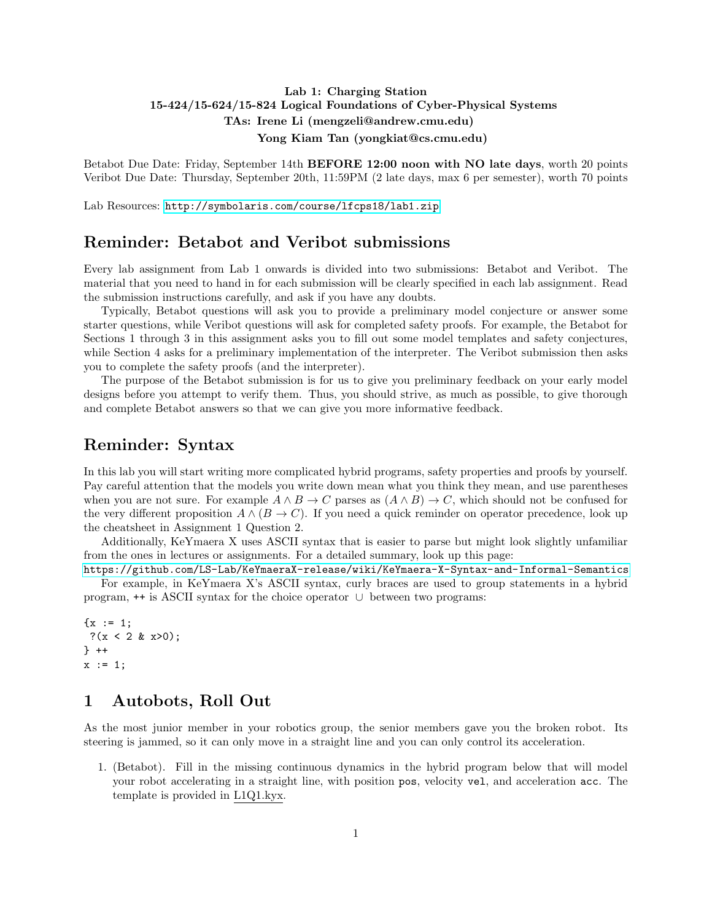**Lab 1: Charging Station**
**15-424/15-624/15-824 Logical Foundations of Cyber-Physical Systems**
**TAs: Irene Li (mengzeli@andrew.cmu.edu)**
**Yong Kiam Tan (yongkiat@cs.cmu.edu)**

Betabot Due Date: Friday, September 14th **BEFORE 12:00 noon with NO late days**, worth 20 points
Veribot Due Date: Thursday, September 20th, 11:59PM (2 late days, max 6 per semester), worth 70 points

Lab Resources: http://symbolaris.com/course/lfcps18/lab1.zip

## Reminder: Betabot and Veribot submissions

Every lab assignment from Lab 1 onwards is divided into two submissions: Betabot and Veribot. The material that you need to hand in for each submission will be clearly specified in each lab assignment. Read the submission instructions carefully, and ask if you have any doubts.

Typically, Betabot questions will ask you to provide a preliminary model conjecture or answer some starter questions, while Veribot questions will ask for completed safety proofs. For example, the Betabot for Sections 1 through 3 in this assignment asks you to fill out some model templates and safety conjectures, while Section 4 asks for a preliminary implementation of the interpreter. The Veribot submission then asks you to complete the safety proofs (and the interpreter).

The purpose of the Betabot submission is for us to give you preliminary feedback on your early model designs before you attempt to verify them. Thus, you should strive, as much as possible, to give thorough and complete Betabot answers so that we can give you more informative feedback.

## Reminder: Syntax

In this lab you will start writing more complicated hybrid programs, safety properties and proofs by yourself. Pay careful attention that the models you write down mean what you think they mean, and use parentheses when you are not sure. For example $A \wedge B \to C$ parses as $(A \wedge B) \to C$, which should not be confused for the very different proposition $A \wedge (B \to C)$. If you need a quick reminder on operator precedence, look up the cheatsheet in Assignment 1 Question 2.

Additionally, KeYmaera X uses ASCII syntax that is easier to parse but might look slightly unfamiliar from the ones in lectures or assignments. For a detailed summary, look up this page:
https://github.com/LS-Lab/KeYmaeraX-release/wiki/KeYmaera-X-Syntax-and-Informal-Semantics

For example, in KeYmaera X's ASCII syntax, curly braces are used to group statements in a hybrid program, ++ is ASCII syntax for the choice operator $\cup$ between two programs:

```
{x := 1;
 ?(x < 2 & x>0);
} ++
x := 1;
```

## 1 Autobots, Roll Out

As the most junior member in your robotics group, the senior members gave you the broken robot. Its steering is jammed, so it can only move in a straight line and you can only control its acceleration.

1. (Betabot). Fill in the missing continuous dynamics in the hybrid program below that will model your robot accelerating in a straight line, with position `pos`, velocity `vel`, and acceleration `acc`. The template is provided in L1Q1.kyx.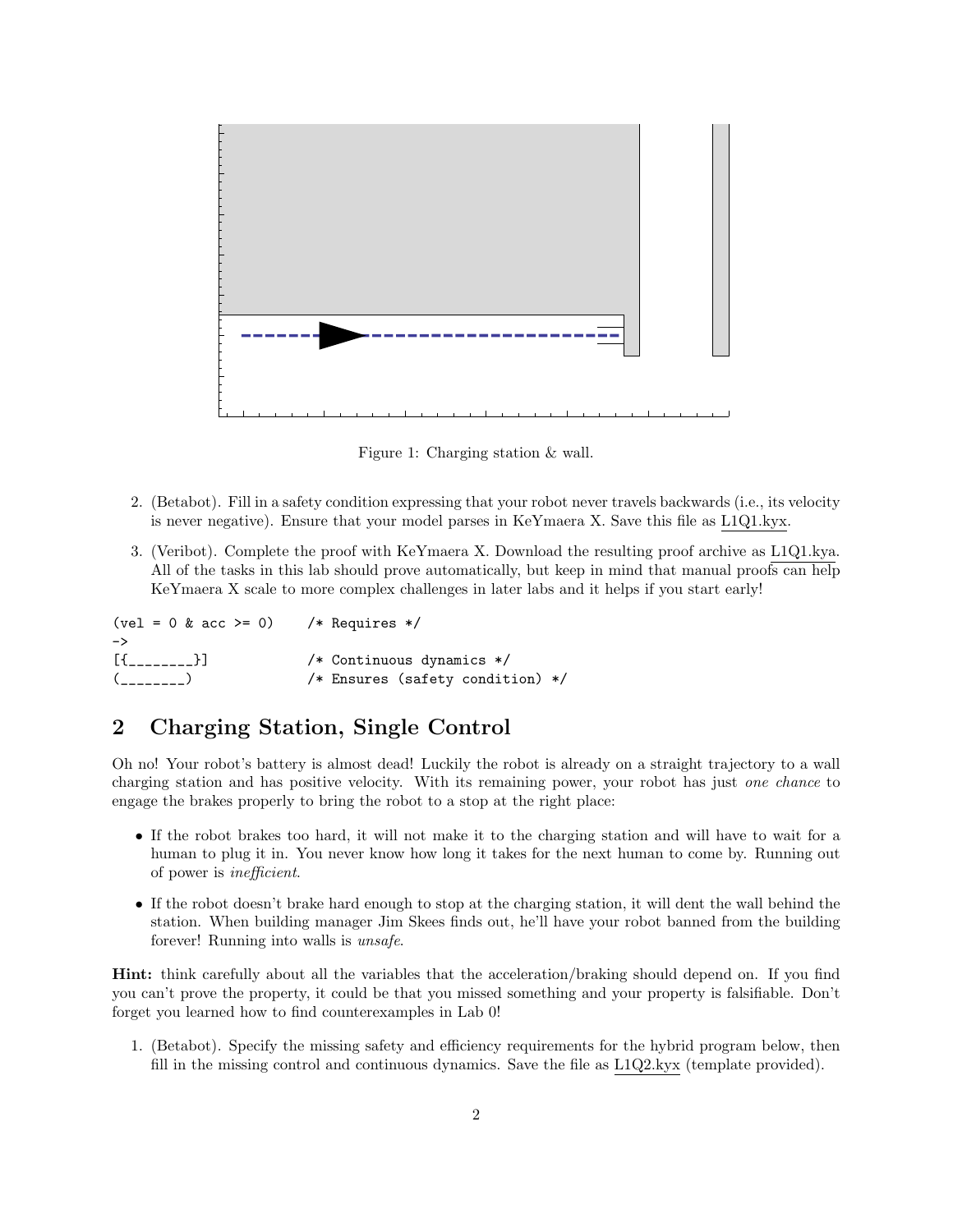Figure 1: Charging station & wall.

2. (Betabot). Fill in a safety condition expressing that your robot never travels backwards (i.e., its velocity is never negative). Ensure that your model parses in KeYmaera X. Save this file as L1Q1.kyx.

3. (Veribot). Complete the proof with KeYmaera X. Download the resulting proof archive as L1Q1.kya. All of the tasks in this lab should prove automatically, but keep in mind that manual proofs can help KeYmaera X scale to more complex challenges in later labs and it helps if you start early!

```
(vel = 0 & acc >= 0)     /* Requires */
->
[{________}]             /* Continuous dynamics */
(________)               /* Ensures (safety condition) */
```

## 2 Charging Station, Single Control

Oh no! Your robot's battery is almost dead! Luckily the robot is already on a straight trajectory to a wall charging station and has positive velocity. With its remaining power, your robot has just *one chance* to engage the brakes properly to bring the robot to a stop at the right place:

- If the robot brakes too hard, it will not make it to the charging station and will have to wait for a human to plug it in. You never know how long it takes for the next human to come by. Running out of power is *inefficient*.
- If the robot doesn't brake hard enough to stop at the charging station, it will dent the wall behind the station. When building manager Jim Skees finds out, he'll have your robot banned from the building forever! Running into walls is *unsafe*.

**Hint:** think carefully about all the variables that the acceleration/braking should depend on. If you find you can't prove the property, it could be that you missed something and your property is falsifiable. Don't forget you learned how to find counterexamples in Lab 0!

1. (Betabot). Specify the missing safety and efficiency requirements for the hybrid program below, then fill in the missing control and continuous dynamics. Save the file as L1Q2.kyx (template provided).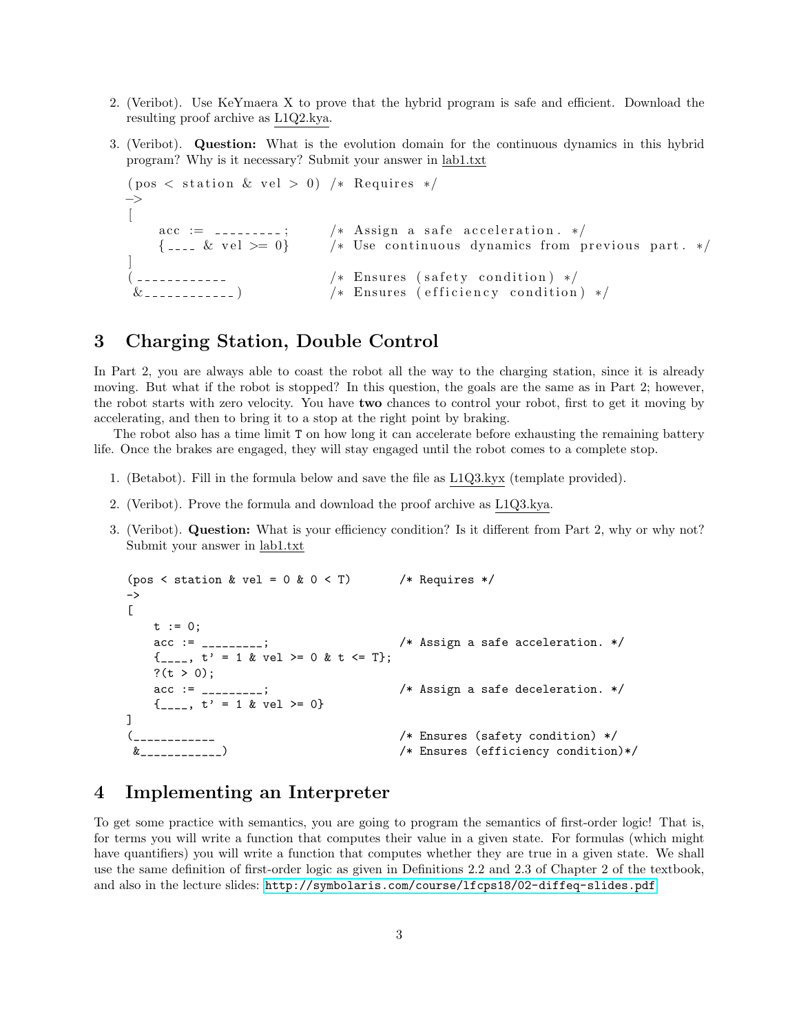2. (Veribot). Use KeYmaera X to prove that the hybrid program is safe and efficient. Download the resulting proof archive as L1Q2.kya.

3. (Veribot). **Question:** What is the evolution domain for the continuous dynamics in this hybrid program? Why is it necessary? Submit your answer in lab1.txt

```
(pos < station & vel > 0) /* Requires */
->
[
    acc := _________;       /* Assign a safe acceleration. */
    {____ & vel >= 0}       /* Use continuous dynamics from previous part. */
]
(____________               /* Ensures (safety condition) */
 &____________)             /* Ensures (efficiency condition) */
```

## 3 Charging Station, Double Control

In Part 2, you are always able to coast the robot all the way to the charging station, since it is already moving. But what if the robot is stopped? In this question, the goals are the same as in Part 2; however, the robot starts with zero velocity. You have **two** chances to control your robot, first to get it moving by accelerating, and then to bring it to a stop at the right point by braking.

The robot also has a time limit T on how long it can accelerate before exhausting the remaining battery life. Once the brakes are engaged, they will stay engaged until the robot comes to a complete stop.

1. (Betabot). Fill in the formula below and save the file as L1Q3.kyx (template provided).

2. (Veribot). Prove the formula and download the proof archive as L1Q3.kya.

3. (Veribot). **Question:** What is your efficiency condition? Is it different from Part 2, why or why not? Submit your answer in lab1.txt

```
(pos < station & vel = 0 & 0 < T)       /* Requires */
->
[
    t := 0;
    acc := _________;                   /* Assign a safe acceleration. */
    {____, t' = 1 & vel >= 0 & t <= T};
    ?(t > 0);
    acc := _________;                   /* Assign a safe deceleration. */
    {____, t' = 1 & vel >= 0}
]
(____________                           /* Ensures (safety condition) */
 &____________)                         /* Ensures (efficiency condition)*/
```

## 4 Implementing an Interpreter

To get some practice with semantics, you are going to program the semantics of first-order logic! That is, for terms you will write a function that computes their value in a given state. For formulas (which might have quantifiers) you will write a function that computes whether they are true in a given state. We shall use the same definition of first-order logic as given in Definitions 2.2 and 2.3 of Chapter 2 of the textbook, and also in the lecture slides: http://symbolaris.com/course/lfcps18/02-diffeq-slides.pdf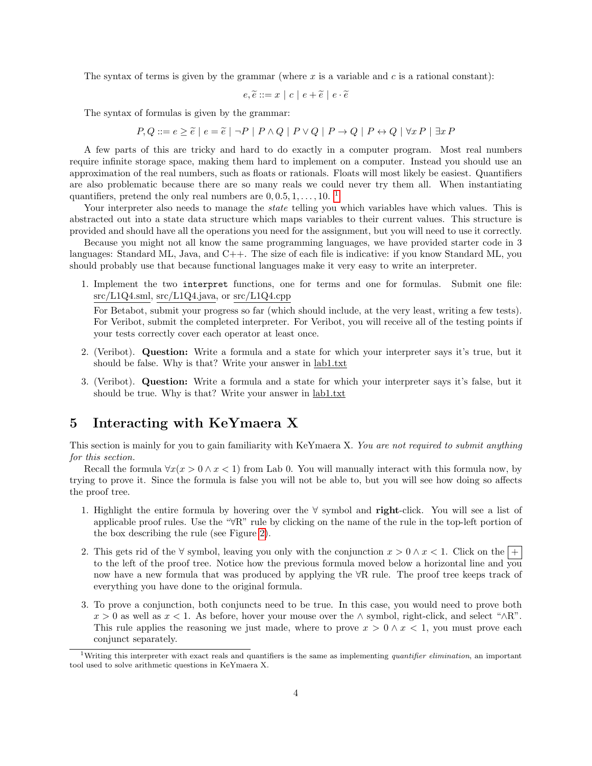The syntax of terms is given by the grammar (where $x$ is a variable and $c$ is a rational constant):

$$e, \tilde{e} ::= x \mid c \mid e + \tilde{e} \mid e \cdot \tilde{e}$$

The syntax of formulas is given by the grammar:

$$P, Q ::= e \geq \tilde{e} \mid e = \tilde{e} \mid \neg P \mid P \land Q \mid P \lor Q \mid P \to Q \mid P \leftrightarrow Q \mid \forall x\, P \mid \exists x\, P$$

A few parts of this are tricky and hard to do exactly in a computer program. Most real numbers require infinite storage space, making them hard to implement on a computer. Instead you should use an approximation of the real numbers, such as floats or rationals. Floats will most likely be easiest. Quantifiers are also problematic because there are so many reals we could never try them all. When instantiating quantifiers, pretend the only real numbers are $0, 0.5, 1, \ldots, 10$. [1]

Your interpreter also needs to manage the *state* telling you which variables have which values. This is abstracted out into a state data structure which maps variables to their current values. This structure is provided and should have all the operations you need for the assignment, but you will need to use it correctly.

Because you might not all know the same programming languages, we have provided starter code in 3 languages: Standard ML, Java, and C++. The size of each file is indicative: if you know Standard ML, you should probably use that because functional languages make it very easy to write an interpreter.

1. Implement the two `interpret` functions, one for terms and one for formulas. Submit one file: src/L1Q4.sml, src/L1Q4.java, or src/L1Q4.cpp

   For Betabot, submit your progress so far (which should include, at the very least, writing a few tests). For Veribot, submit the completed interpreter. For Veribot, you will receive all of the testing points if your tests correctly cover each operator at least once.

2. (Veribot). **Question:** Write a formula and a state for which your interpreter says it's true, but it should be false. Why is that? Write your answer in lab1.txt

3. (Veribot). **Question:** Write a formula and a state for which your interpreter says it's false, but it should be true. Why is that? Write your answer in lab1.txt

## 5 Interacting with KeYmaera X

This section is mainly for you to gain familiarity with KeYmaera X. *You are not required to submit anything for this section.*

Recall the formula $\forall x(x > 0 \land x < 1)$ from Lab 0. You will manually interact with this formula now, by trying to prove it. Since the formula is false you will not be able to, but you will see how doing so affects the proof tree.

1. Highlight the entire formula by hovering over the $\forall$ symbol and **right**-click. You will see a list of applicable proof rules. Use the "$\forall$R" rule by clicking on the name of the rule in the top-left portion of the box describing the rule (see Figure 2).

2. This gets rid of the $\forall$ symbol, leaving you only with the conjunction $x > 0 \land x < 1$. Click on the + to the left of the proof tree. Notice how the previous formula moved below a horizontal line and you now have a new formula that was produced by applying the $\forall$R rule. The proof tree keeps track of everything you have done to the original formula.

3. To prove a conjunction, both conjuncts need to be true. In this case, you would need to prove both $x > 0$ as well as $x < 1$. As before, hover your mouse over the $\land$ symbol, right-click, and select "$\land$R". This rule applies the reasoning we just made, where to prove $x > 0 \land x < 1$, you must prove each conjunct separately.

[1] Writing this interpreter with exact reals and quantifiers is the same as implementing *quantifier elimination*, an important tool used to solve arithmetic questions in KeYmaera X.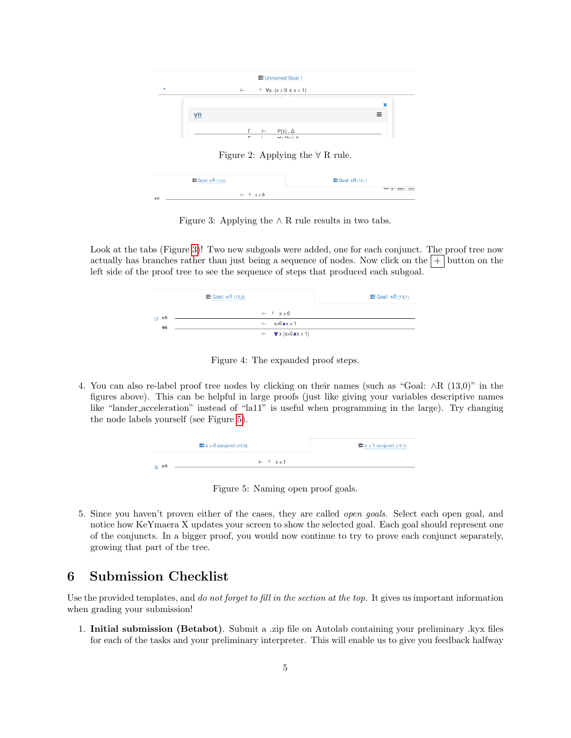Figure 2: Applying the $\forall$ R rule.

Figure 3: Applying the $\wedge$ R rule results in two tabs.

Look at the tabs (Figure 3)! Two new subgoals were added, one for each conjunct. The proof tree now actually has branches rather than just being a sequence of nodes. Now click on the + button on the left side of the proof tree to see the sequence of steps that produced each subgoal.

Figure 4: The expanded proof steps.

4. You can also re-label proof tree nodes by clicking on their names (such as "Goal: $\wedge$R (13,0)" in the figures above). This can be helpful in large proofs (just like giving your variables descriptive names like "lander_acceleration" instead of "la11" is useful when programming in the large). Try changing the node labels yourself (see Figure 5).

Figure 5: Naming open proof goals.

5. Since you haven't proven either of the cases, they are called *open goals*. Select each open goal, and notice how KeYmaera X updates your screen to show the selected goal. Each goal should represent one of the conjuncts. In a bigger proof, you would now continue to try to prove each conjunct separately, growing that part of the tree.

## 6 Submission Checklist

Use the provided templates, and *do not forget to fill in the section at the top*. It gives us important information when grading your submission!

1. **Initial submission (Betabot)**. Submit a .zip file on Autolab containing your preliminary .kyx files for each of the tasks and your preliminary interpreter. This will enable us to give you feedback halfway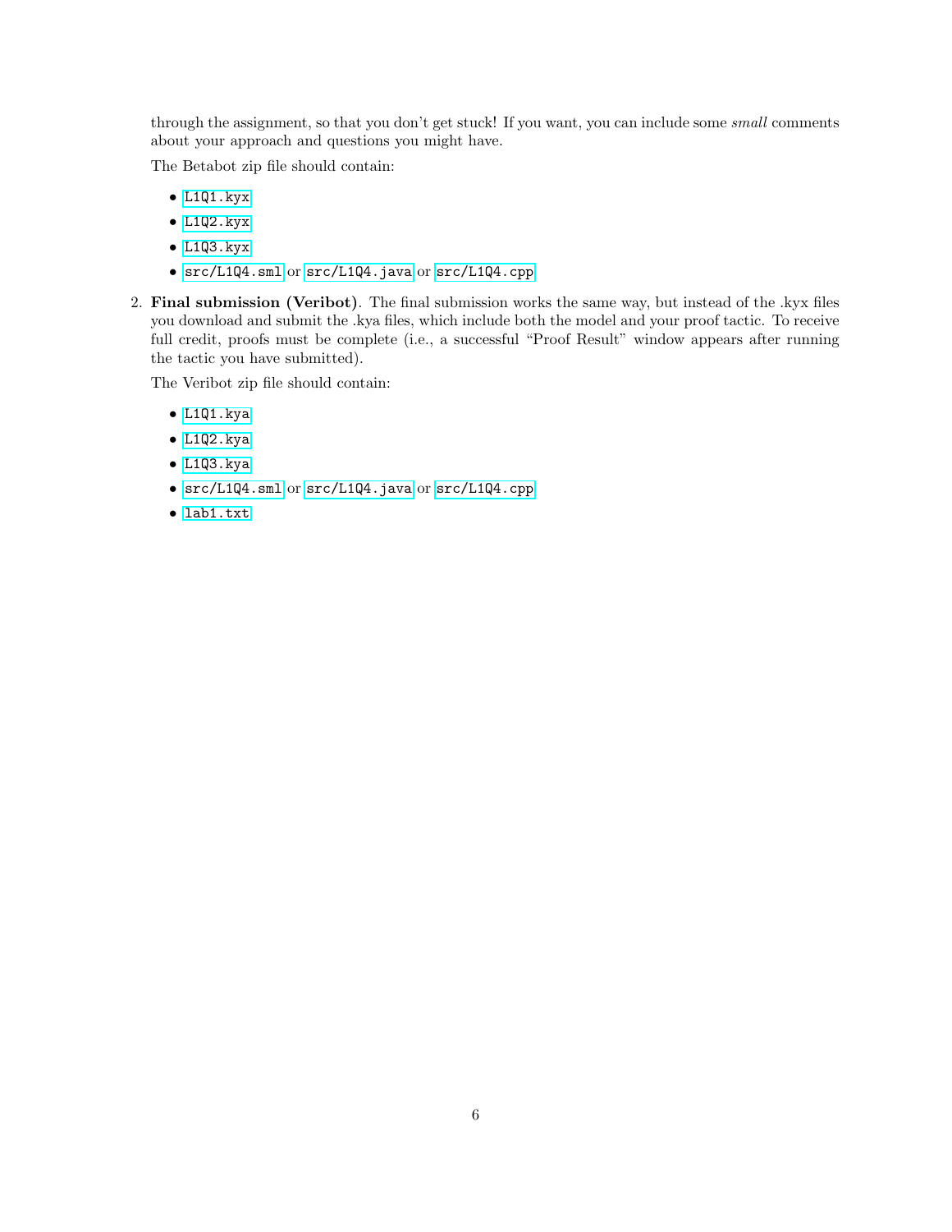through the assignment, so that you don't get stuck! If you want, you can include some *small* comments about your approach and questions you might have.

The Betabot zip file should contain:

- `L1Q1.kyx`
- `L1Q2.kyx`
- `L1Q3.kyx`
- `src/L1Q4.sml` or `src/L1Q4.java` or `src/L1Q4.cpp`

2. **Final submission (Veribot)**. The final submission works the same way, but instead of the .kyx files you download and submit the .kya files, which include both the model and your proof tactic. To receive full credit, proofs must be complete (i.e., a successful "Proof Result" window appears after running the tactic you have submitted).

   The Veribot zip file should contain:

   - `L1Q1.kya`
   - `L1Q2.kya`
   - `L1Q3.kya`
   - `src/L1Q4.sml` or `src/L1Q4.java` or `src/L1Q4.cpp`
   - `lab1.txt`